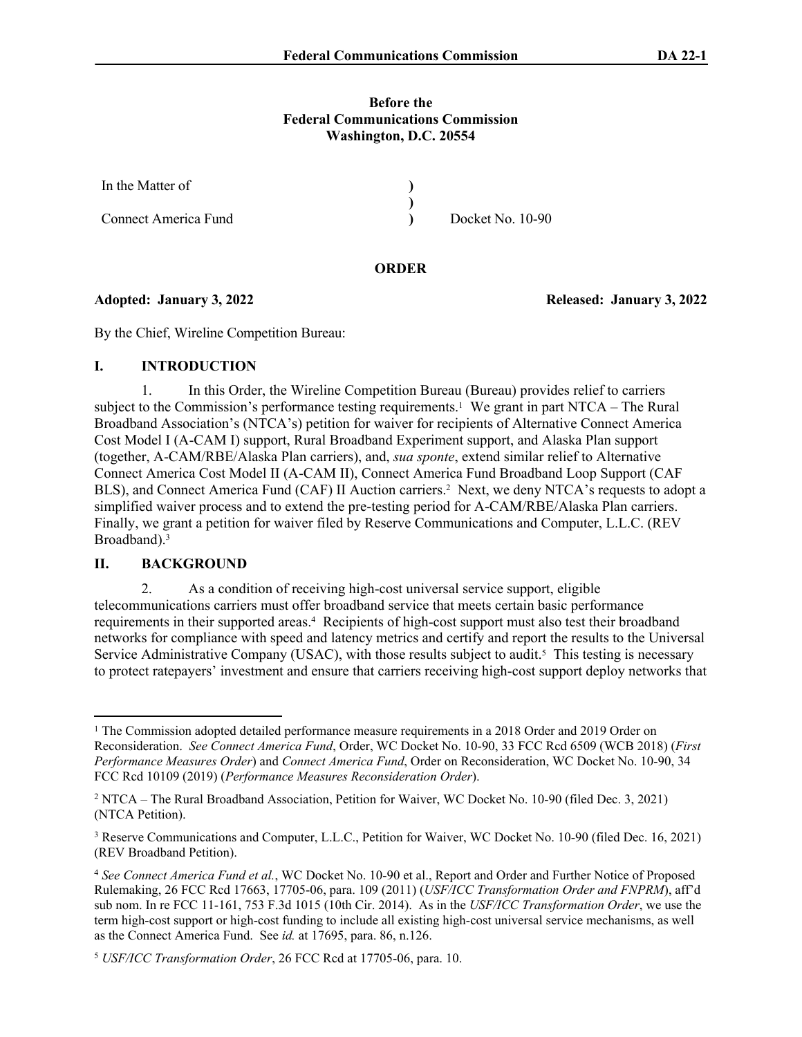**Before the**
**Federal Communications Commission**
**Washington, D.C. 20554**

| | | |
|---|---|---|
| In the Matter of | ) | |
| | ) | |
| Connect America Fund | ) | Docket No. 10-90 |

**ORDER**

**Adopted: January 3, 2022** **Released: January 3, 2022**

By the Chief, Wireline Competition Bureau:

## I. INTRODUCTION

1. In this Order, the Wireline Competition Bureau (Bureau) provides relief to carriers subject to the Commission's performance testing requirements.[1] We grant in part NTCA – The Rural Broadband Association's (NTCA's) petition for waiver for recipients of Alternative Connect America Cost Model I (A-CAM I) support, Rural Broadband Experiment support, and Alaska Plan support (together, A-CAM/RBE/Alaska Plan carriers), and, *sua sponte*, extend similar relief to Alternative Connect America Cost Model II (A-CAM II), Connect America Fund Broadband Loop Support (CAF BLS), and Connect America Fund (CAF) II Auction carriers.[2] Next, we deny NTCA's requests to adopt a simplified waiver process and to extend the pre-testing period for A-CAM/RBE/Alaska Plan carriers. Finally, we grant a petition for waiver filed by Reserve Communications and Computer, L.L.C. (REV Broadband).[3]

## II. BACKGROUND

2. As a condition of receiving high-cost universal service support, eligible telecommunications carriers must offer broadband service that meets certain basic performance requirements in their supported areas.[4] Recipients of high-cost support must also test their broadband networks for compliance with speed and latency metrics and certify and report the results to the Universal Service Administrative Company (USAC), with those results subject to audit.[5] This testing is necessary to protect ratepayers' investment and ensure that carriers receiving high-cost support deploy networks that

---

[1] The Commission adopted detailed performance measure requirements in a 2018 Order and 2019 Order on Reconsideration. *See Connect America Fund*, Order, WC Docket No. 10-90, 33 FCC Rcd 6509 (WCB 2018) (*First Performance Measures Order*) and *Connect America Fund*, Order on Reconsideration, WC Docket No. 10-90, 34 FCC Rcd 10109 (2019) (*Performance Measures Reconsideration Order*).

[2] NTCA – The Rural Broadband Association, Petition for Waiver, WC Docket No. 10-90 (filed Dec. 3, 2021) (NTCA Petition).

[3] Reserve Communications and Computer, L.L.C., Petition for Waiver, WC Docket No. 10-90 (filed Dec. 16, 2021) (REV Broadband Petition).

[4] *See Connect America Fund et al.*, WC Docket No. 10-90 et al., Report and Order and Further Notice of Proposed Rulemaking, 26 FCC Rcd 17663, 17705-06, para. 109 (2011) (*USF/ICC Transformation Order and FNPRM*), aff'd sub nom. In re FCC 11-161, 753 F.3d 1015 (10th Cir. 2014). As in the *USF/ICC Transformation Order*, we use the term high-cost support or high-cost funding to include all existing high-cost universal service mechanisms, as well as the Connect America Fund. See *id.* at 17695, para. 86, n.126.

[5] *USF/ICC Transformation Order*, 26 FCC Rcd at 17705-06, para. 10.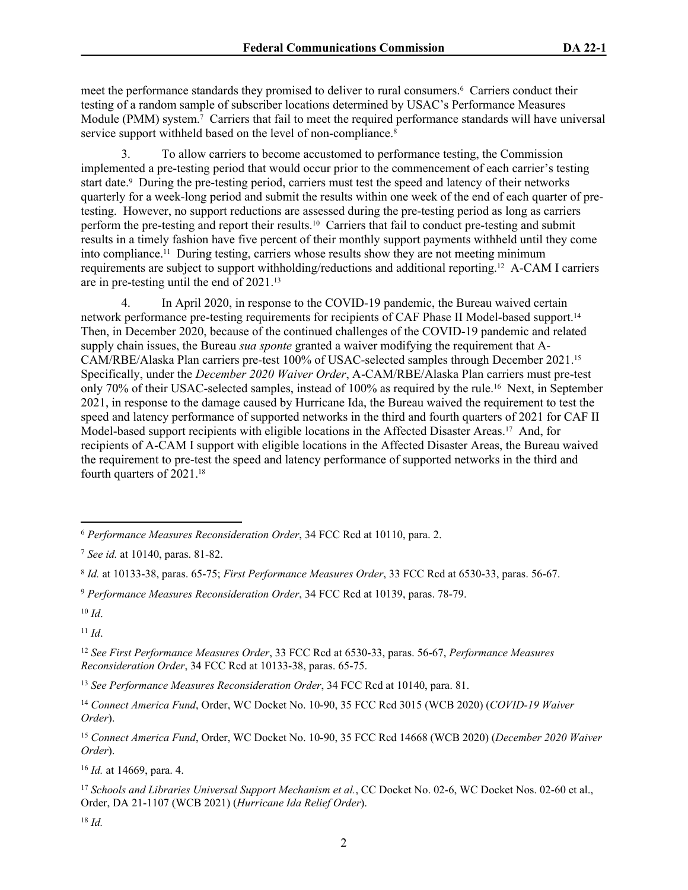meet the performance standards they promised to deliver to rural consumers.[6] Carriers conduct their testing of a random sample of subscriber locations determined by USAC's Performance Measures Module (PMM) system.[7] Carriers that fail to meet the required performance standards will have universal service support withheld based on the level of non-compliance.[8]

3. To allow carriers to become accustomed to performance testing, the Commission implemented a pre-testing period that would occur prior to the commencement of each carrier's testing start date.[9] During the pre-testing period, carriers must test the speed and latency of their networks quarterly for a week-long period and submit the results within one week of the end of each quarter of pre-testing. However, no support reductions are assessed during the pre-testing period as long as carriers perform the pre-testing and report their results.[10] Carriers that fail to conduct pre-testing and submit results in a timely fashion have five percent of their monthly support payments withheld until they come into compliance.[11] During testing, carriers whose results show they are not meeting minimum requirements are subject to support withholding/reductions and additional reporting.[12] A-CAM I carriers are in pre-testing until the end of 2021.[13]

4. In April 2020, in response to the COVID-19 pandemic, the Bureau waived certain network performance pre-testing requirements for recipients of CAF Phase II Model-based support.[14] Then, in December 2020, because of the continued challenges of the COVID-19 pandemic and related supply chain issues, the Bureau *sua sponte* granted a waiver modifying the requirement that A-CAM/RBE/Alaska Plan carriers pre-test 100% of USAC-selected samples through December 2021.[15] Specifically, under the *December 2020 Waiver Order*, A-CAM/RBE/Alaska Plan carriers must pre-test only 70% of their USAC-selected samples, instead of 100% as required by the rule.[16] Next, in September 2021, in response to the damage caused by Hurricane Ida, the Bureau waived the requirement to test the speed and latency performance of supported networks in the third and fourth quarters of 2021 for CAF II Model-based support recipients with eligible locations in the Affected Disaster Areas.[17] And, for recipients of A-CAM I support with eligible locations in the Affected Disaster Areas, the Bureau waived the requirement to pre-test the speed and latency performance of supported networks in the third and fourth quarters of 2021.[18]

---

[6] *Performance Measures Reconsideration Order*, 34 FCC Rcd at 10110, para. 2.

[7] *See id.* at 10140, paras. 81-82.

[8] *Id.* at 10133-38, paras. 65-75; *First Performance Measures Order*, 33 FCC Rcd at 6530-33, paras. 56-67.

[9] *Performance Measures Reconsideration Order*, 34 FCC Rcd at 10139, paras. 78-79.

[10] *Id*.

[11] *Id*.

[12] *See First Performance Measures Order*, 33 FCC Rcd at 6530-33, paras. 56-67, *Performance Measures Reconsideration Order*, 34 FCC Rcd at 10133-38, paras. 65-75.

[13] *See Performance Measures Reconsideration Order*, 34 FCC Rcd at 10140, para. 81.

[14] *Connect America Fund*, Order, WC Docket No. 10-90, 35 FCC Rcd 3015 (WCB 2020) (*COVID-19 Waiver Order*).

[15] *Connect America Fund*, Order, WC Docket No. 10-90, 35 FCC Rcd 14668 (WCB 2020) (*December 2020 Waiver Order*).

[16] *Id.* at 14669, para. 4.

[17] *Schools and Libraries Universal Support Mechanism et al.*, CC Docket No. 02-6, WC Docket Nos. 02-60 et al., Order, DA 21-1107 (WCB 2021) (*Hurricane Ida Relief Order*).

[18] *Id.*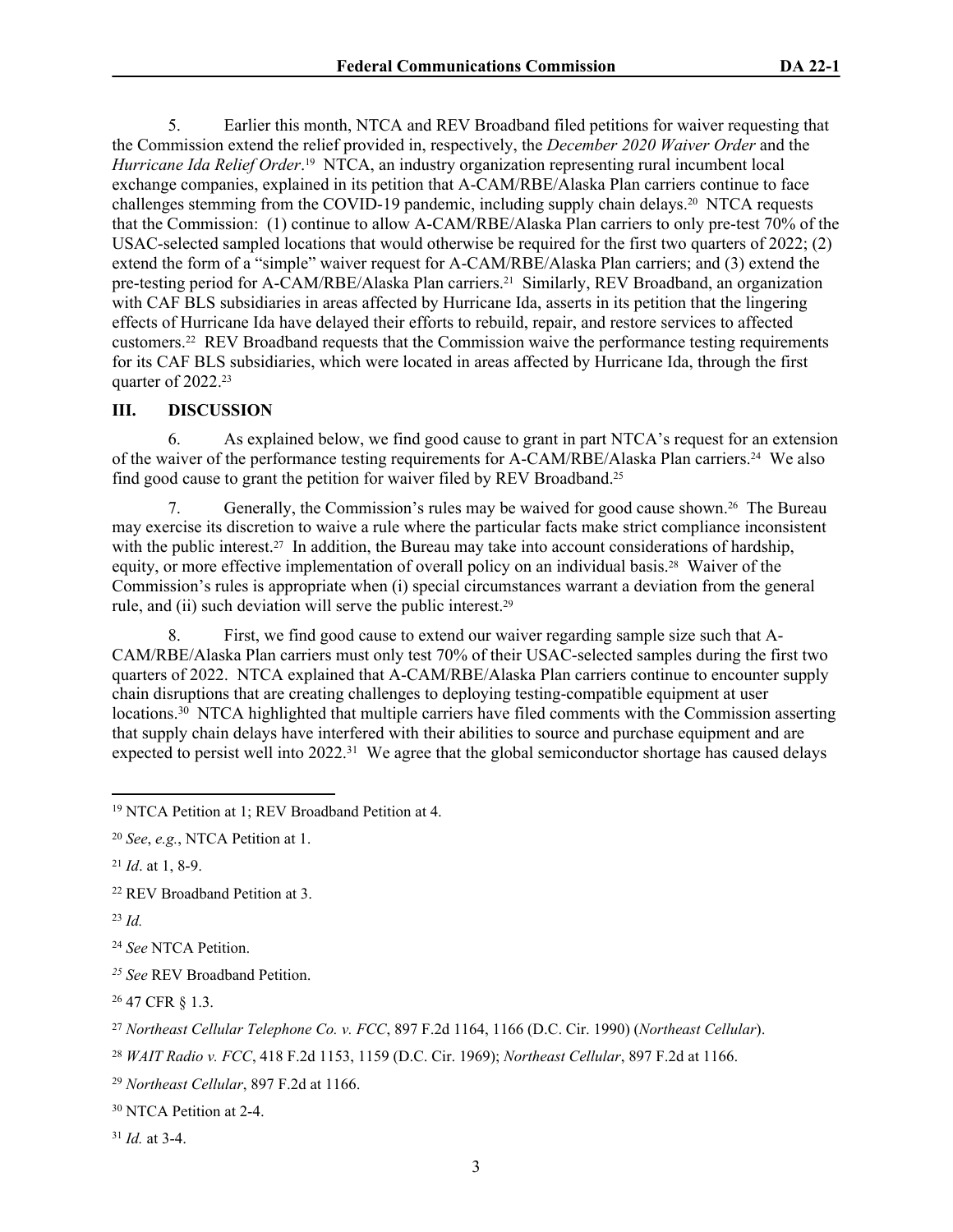5. Earlier this month, NTCA and REV Broadband filed petitions for waiver requesting that the Commission extend the relief provided in, respectively, the *December 2020 Waiver Order* and the *Hurricane Ida Relief Order*.[19] NTCA, an industry organization representing rural incumbent local exchange companies, explained in its petition that A-CAM/RBE/Alaska Plan carriers continue to face challenges stemming from the COVID-19 pandemic, including supply chain delays.[20] NTCA requests that the Commission: (1) continue to allow A-CAM/RBE/Alaska Plan carriers to only pre-test 70% of the USAC-selected sampled locations that would otherwise be required for the first two quarters of 2022; (2) extend the form of a "simple" waiver request for A-CAM/RBE/Alaska Plan carriers; and (3) extend the pre-testing period for A-CAM/RBE/Alaska Plan carriers.[21] Similarly, REV Broadband, an organization with CAF BLS subsidiaries in areas affected by Hurricane Ida, asserts in its petition that the lingering effects of Hurricane Ida have delayed their efforts to rebuild, repair, and restore services to affected customers.[22] REV Broadband requests that the Commission waive the performance testing requirements for its CAF BLS subsidiaries, which were located in areas affected by Hurricane Ida, through the first quarter of 2022.[23]

## III. DISCUSSION

6. As explained below, we find good cause to grant in part NTCA's request for an extension of the waiver of the performance testing requirements for A-CAM/RBE/Alaska Plan carriers.[24] We also find good cause to grant the petition for waiver filed by REV Broadband.[25]

7. Generally, the Commission's rules may be waived for good cause shown.[26] The Bureau may exercise its discretion to waive a rule where the particular facts make strict compliance inconsistent with the public interest.[27] In addition, the Bureau may take into account considerations of hardship, equity, or more effective implementation of overall policy on an individual basis.[28] Waiver of the Commission's rules is appropriate when (i) special circumstances warrant a deviation from the general rule, and (ii) such deviation will serve the public interest.[29]

8. First, we find good cause to extend our waiver regarding sample size such that A-CAM/RBE/Alaska Plan carriers must only test 70% of their USAC-selected samples during the first two quarters of 2022. NTCA explained that A-CAM/RBE/Alaska Plan carriers continue to encounter supply chain disruptions that are creating challenges to deploying testing-compatible equipment at user locations.[30] NTCA highlighted that multiple carriers have filed comments with the Commission asserting that supply chain delays have interfered with their abilities to source and purchase equipment and are expected to persist well into 2022.[31] We agree that the global semiconductor shortage has caused delays

---

[19] NTCA Petition at 1; REV Broadband Petition at 4.

[20] *See*, *e.g.*, NTCA Petition at 1.

[21] *Id*. at 1, 8-9.

[22] REV Broadband Petition at 3.

[23] *Id.*

[24] *See* NTCA Petition.

[25] *See* REV Broadband Petition.

[26] 47 CFR § 1.3.

[27] *Northeast Cellular Telephone Co. v. FCC*, 897 F.2d 1164, 1166 (D.C. Cir. 1990) (*Northeast Cellular*).

[28] *WAIT Radio v. FCC*, 418 F.2d 1153, 1159 (D.C. Cir. 1969); *Northeast Cellular*, 897 F.2d at 1166.

[29] *Northeast Cellular*, 897 F.2d at 1166.

[30] NTCA Petition at 2-4.

[31] *Id.* at 3-4.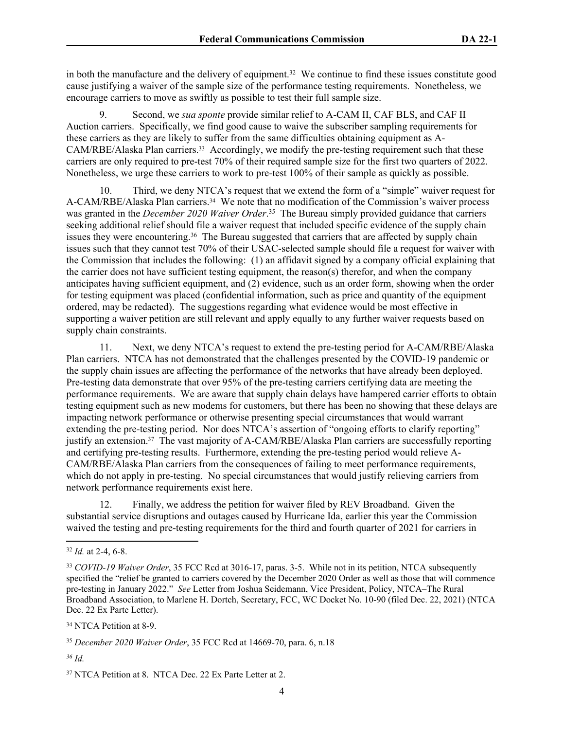in both the manufacture and the delivery of equipment.[32] We continue to find these issues constitute good cause justifying a waiver of the sample size of the performance testing requirements. Nonetheless, we encourage carriers to move as swiftly as possible to test their full sample size.

9. Second, we *sua sponte* provide similar relief to A-CAM II, CAF BLS, and CAF II Auction carriers. Specifically, we find good cause to waive the subscriber sampling requirements for these carriers as they are likely to suffer from the same difficulties obtaining equipment as A-CAM/RBE/Alaska Plan carriers.[33] Accordingly, we modify the pre-testing requirement such that these carriers are only required to pre-test 70% of their required sample size for the first two quarters of 2022. Nonetheless, we urge these carriers to work to pre-test 100% of their sample as quickly as possible.

10. Third, we deny NTCA's request that we extend the form of a "simple" waiver request for A-CAM/RBE/Alaska Plan carriers.[34] We note that no modification of the Commission's waiver process was granted in the *December 2020 Waiver Order*.[35] The Bureau simply provided guidance that carriers seeking additional relief should file a waiver request that included specific evidence of the supply chain issues they were encountering.[36] The Bureau suggested that carriers that are affected by supply chain issues such that they cannot test 70% of their USAC-selected sample should file a request for waiver with the Commission that includes the following: (1) an affidavit signed by a company official explaining that the carrier does not have sufficient testing equipment, the reason(s) therefor, and when the company anticipates having sufficient equipment, and (2) evidence, such as an order form, showing when the order for testing equipment was placed (confidential information, such as price and quantity of the equipment ordered, may be redacted). The suggestions regarding what evidence would be most effective in supporting a waiver petition are still relevant and apply equally to any further waiver requests based on supply chain constraints.

11. Next, we deny NTCA's request to extend the pre-testing period for A-CAM/RBE/Alaska Plan carriers. NTCA has not demonstrated that the challenges presented by the COVID-19 pandemic or the supply chain issues are affecting the performance of the networks that have already been deployed. Pre-testing data demonstrate that over 95% of the pre-testing carriers certifying data are meeting the performance requirements. We are aware that supply chain delays have hampered carrier efforts to obtain testing equipment such as new modems for customers, but there has been no showing that these delays are impacting network performance or otherwise presenting special circumstances that would warrant extending the pre-testing period. Nor does NTCA's assertion of "ongoing efforts to clarify reporting" justify an extension.[37] The vast majority of A-CAM/RBE/Alaska Plan carriers are successfully reporting and certifying pre-testing results. Furthermore, extending the pre-testing period would relieve A-CAM/RBE/Alaska Plan carriers from the consequences of failing to meet performance requirements, which do not apply in pre-testing. No special circumstances that would justify relieving carriers from network performance requirements exist here.

12. Finally, we address the petition for waiver filed by REV Broadband. Given the substantial service disruptions and outages caused by Hurricane Ida, earlier this year the Commission waived the testing and pre-testing requirements for the third and fourth quarter of 2021 for carriers in

---

[32] *Id.* at 2-4, 6-8.

[33] *COVID-19 Waiver Order*, 35 FCC Rcd at 3016-17, paras. 3-5. While not in its petition, NTCA subsequently specified the "relief be granted to carriers covered by the December 2020 Order as well as those that will commence pre-testing in January 2022." *See* Letter from Joshua Seidemann, Vice President, Policy, NTCA–The Rural Broadband Association, to Marlene H. Dortch, Secretary, FCC, WC Docket No. 10-90 (filed Dec. 22, 2021) (NTCA Dec. 22 Ex Parte Letter).

[34] NTCA Petition at 8-9.

[35] *December 2020 Waiver Order*, 35 FCC Rcd at 14669-70, para. 6, n.18

[36] *Id.*

[37] NTCA Petition at 8. NTCA Dec. 22 Ex Parte Letter at 2.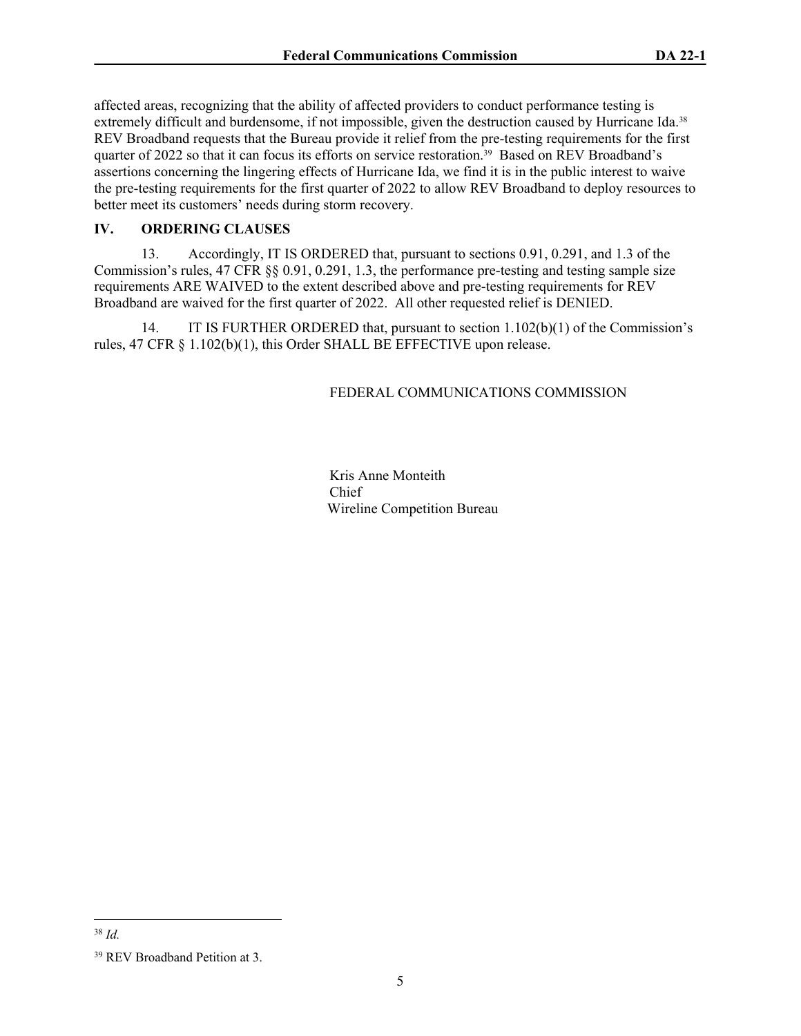affected areas, recognizing that the ability of affected providers to conduct performance testing is extremely difficult and burdensome, if not impossible, given the destruction caused by Hurricane Ida.[38] REV Broadband requests that the Bureau provide it relief from the pre-testing requirements for the first quarter of 2022 so that it can focus its efforts on service restoration.[39] Based on REV Broadband's assertions concerning the lingering effects of Hurricane Ida, we find it is in the public interest to waive the pre-testing requirements for the first quarter of 2022 to allow REV Broadband to deploy resources to better meet its customers' needs during storm recovery.

## IV. ORDERING CLAUSES

13. Accordingly, IT IS ORDERED that, pursuant to sections 0.91, 0.291, and 1.3 of the Commission's rules, 47 CFR §§ 0.91, 0.291, 1.3, the performance pre-testing and testing sample size requirements ARE WAIVED to the extent described above and pre-testing requirements for REV Broadband are waived for the first quarter of 2022. All other requested relief is DENIED.

14. IT IS FURTHER ORDERED that, pursuant to section 1.102(b)(1) of the Commission's rules, 47 CFR § 1.102(b)(1), this Order SHALL BE EFFECTIVE upon release.

FEDERAL COMMUNICATIONS COMMISSION

Kris Anne Monteith
Chief
Wireline Competition Bureau

---

[38] *Id.*

[39] REV Broadband Petition at 3.